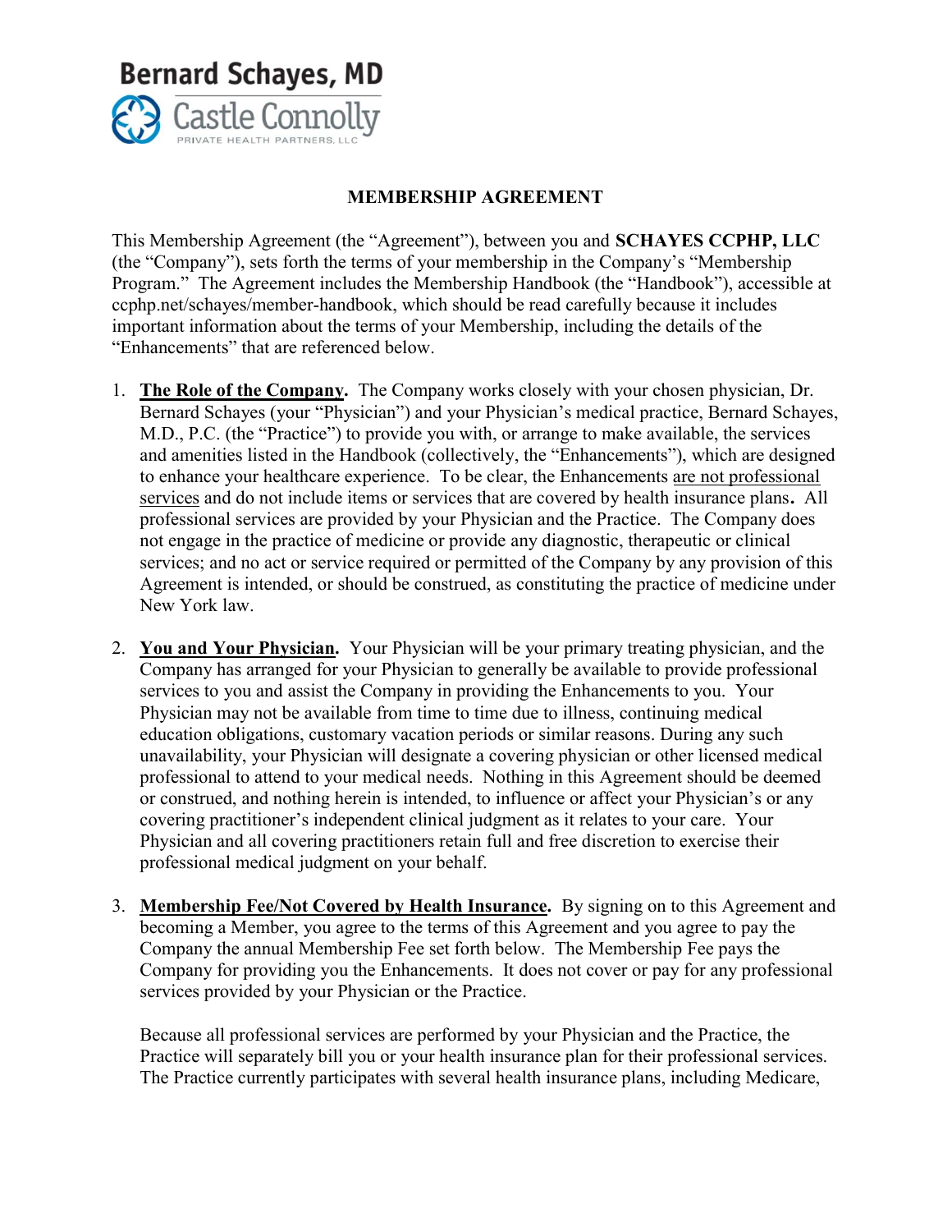**Bernard Schayes, MD**

Castle Connolly
PRIVATE HEALTH PARTNERS, LLC

## MEMBERSHIP AGREEMENT

This Membership Agreement (the "Agreement"), between you and **SCHAYES CCPHP, LLC** (the "Company"), sets forth the terms of your membership in the Company's "Membership Program." The Agreement includes the Membership Handbook (the "Handbook"), accessible at ccphp.net/schayes/member-handbook, which should be read carefully because it includes important information about the terms of your Membership, including the details of the "Enhancements" that are referenced below.

1. **The Role of the Company.** The Company works closely with your chosen physician, Dr. Bernard Schayes (your "Physician") and your Physician's medical practice, Bernard Schayes, M.D., P.C. (the "Practice") to provide you with, or arrange to make available, the services and amenities listed in the Handbook (collectively, the "Enhancements"), which are designed to enhance your healthcare experience. To be clear, the Enhancements are not professional services and do not include items or services that are covered by health insurance plans**.** All professional services are provided by your Physician and the Practice. The Company does not engage in the practice of medicine or provide any diagnostic, therapeutic or clinical services; and no act or service required or permitted of the Company by any provision of this Agreement is intended, or should be construed, as constituting the practice of medicine under New York law.

2. **You and Your Physician.** Your Physician will be your primary treating physician, and the Company has arranged for your Physician to generally be available to provide professional services to you and assist the Company in providing the Enhancements to you. Your Physician may not be available from time to time due to illness, continuing medical education obligations, customary vacation periods or similar reasons. During any such unavailability, your Physician will designate a covering physician or other licensed medical professional to attend to your medical needs. Nothing in this Agreement should be deemed or construed, and nothing herein is intended, to influence or affect your Physician's or any covering practitioner's independent clinical judgment as it relates to your care. Your Physician and all covering practitioners retain full and free discretion to exercise their professional medical judgment on your behalf.

3. **Membership Fee/Not Covered by Health Insurance.** By signing on to this Agreement and becoming a Member, you agree to the terms of this Agreement and you agree to pay the Company the annual Membership Fee set forth below. The Membership Fee pays the Company for providing you the Enhancements. It does not cover or pay for any professional services provided by your Physician or the Practice.

   Because all professional services are performed by your Physician and the Practice, the Practice will separately bill you or your health insurance plan for their professional services. The Practice currently participates with several health insurance plans, including Medicare,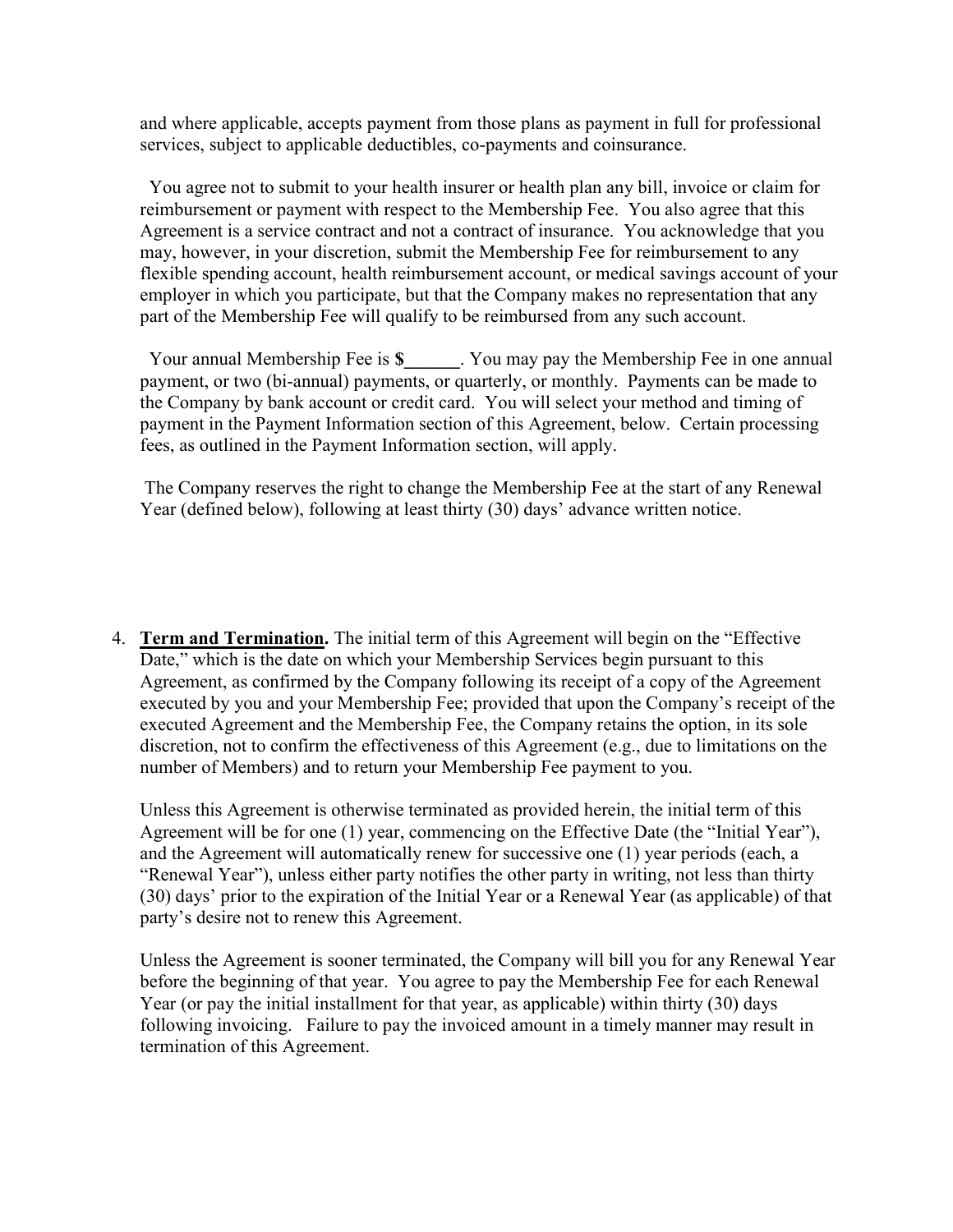and where applicable, accepts payment from those plans as payment in full for professional services, subject to applicable deductibles, co-payments and coinsurance.

You agree not to submit to your health insurer or health plan any bill, invoice or claim for reimbursement or payment with respect to the Membership Fee. You also agree that this Agreement is a service contract and not a contract of insurance. You acknowledge that you may, however, in your discretion, submit the Membership Fee for reimbursement to any flexible spending account, health reimbursement account, or medical savings account of your employer in which you participate, but that the Company makes no representation that any part of the Membership Fee will qualify to be reimbursed from any such account.

Your annual Membership Fee is **$______**. You may pay the Membership Fee in one annual payment, or two (bi-annual) payments, or quarterly, or monthly. Payments can be made to the Company by bank account or credit card. You will select your method and timing of payment in the Payment Information section of this Agreement, below. Certain processing fees, as outlined in the Payment Information section, will apply.

The Company reserves the right to change the Membership Fee at the start of any Renewal Year (defined below), following at least thirty (30) days' advance written notice.

4. **Term and Termination.** The initial term of this Agreement will begin on the "Effective Date," which is the date on which your Membership Services begin pursuant to this Agreement, as confirmed by the Company following its receipt of a copy of the Agreement executed by you and your Membership Fee; provided that upon the Company's receipt of the executed Agreement and the Membership Fee, the Company retains the option, in its sole discretion, not to confirm the effectiveness of this Agreement (e.g., due to limitations on the number of Members) and to return your Membership Fee payment to you.

   Unless this Agreement is otherwise terminated as provided herein, the initial term of this Agreement will be for one (1) year, commencing on the Effective Date (the "Initial Year"), and the Agreement will automatically renew for successive one (1) year periods (each, a "Renewal Year"), unless either party notifies the other party in writing, not less than thirty (30) days' prior to the expiration of the Initial Year or a Renewal Year (as applicable) of that party's desire not to renew this Agreement.

   Unless the Agreement is sooner terminated, the Company will bill you for any Renewal Year before the beginning of that year. You agree to pay the Membership Fee for each Renewal Year (or pay the initial installment for that year, as applicable) within thirty (30) days following invoicing. Failure to pay the invoiced amount in a timely manner may result in termination of this Agreement.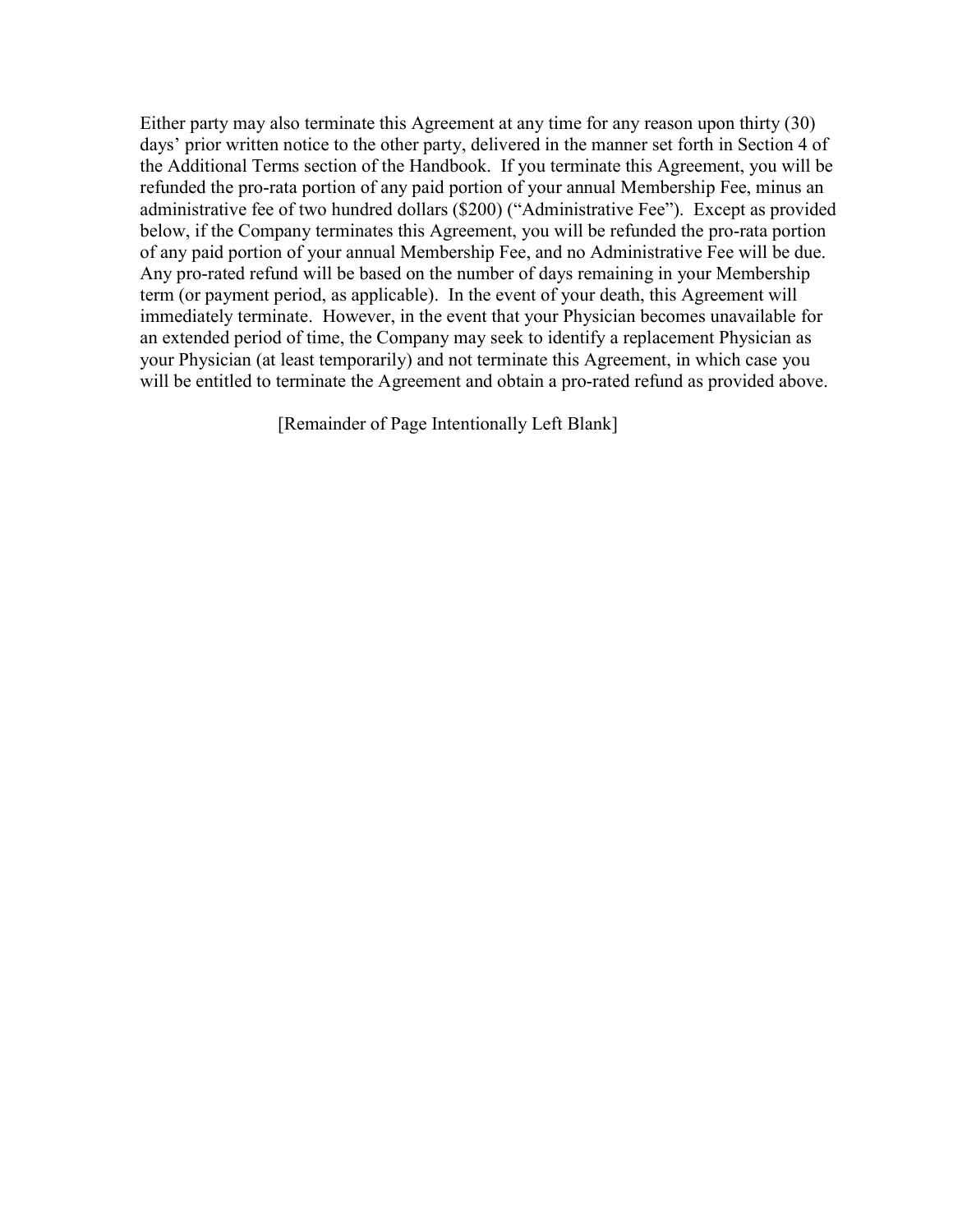Either party may also terminate this Agreement at any time for any reason upon thirty (30) days' prior written notice to the other party, delivered in the manner set forth in Section 4 of the Additional Terms section of the Handbook. If you terminate this Agreement, you will be refunded the pro-rata portion of any paid portion of your annual Membership Fee, minus an administrative fee of two hundred dollars ($200) ("Administrative Fee"). Except as provided below, if the Company terminates this Agreement, you will be refunded the pro-rata portion of any paid portion of your annual Membership Fee, and no Administrative Fee will be due. Any pro-rated refund will be based on the number of days remaining in your Membership term (or payment period, as applicable). In the event of your death, this Agreement will immediately terminate. However, in the event that your Physician becomes unavailable for an extended period of time, the Company may seek to identify a replacement Physician as your Physician (at least temporarily) and not terminate this Agreement, in which case you will be entitled to terminate the Agreement and obtain a pro-rated refund as provided above.

[Remainder of Page Intentionally Left Blank]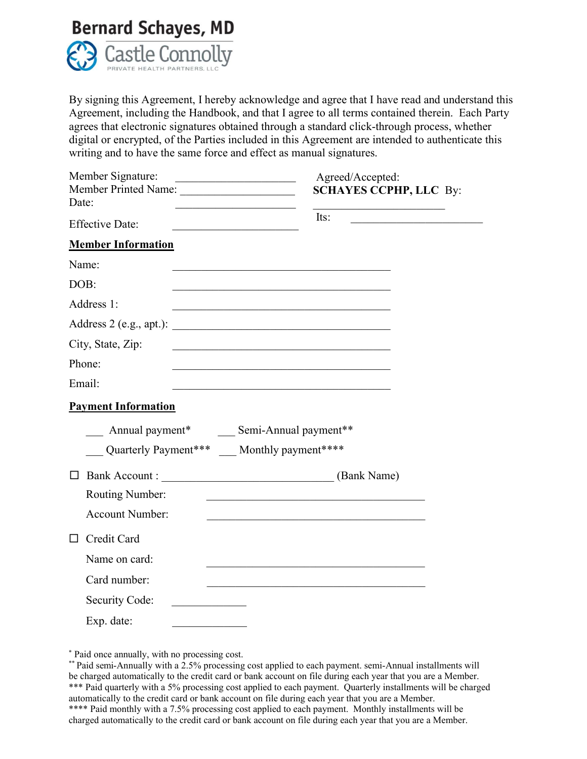**Bernard Schayes, MD**

Castle Connolly

PRIVATE HEALTH PARTNERS, LLC

By signing this Agreement, I hereby acknowledge and agree that I have read and understand this Agreement, including the Handbook, and that I agree to all terms contained therein. Each Party agrees that electronic signatures obtained through a standard click-through process, whether digital or encrypted, of the Parties included in this Agreement are intended to authenticate this writing and to have the same force and effect as manual signatures.

Member Signature: ____________________

Member Printed Name: ____________________

Date: ____________________

Effective Date: ____________________

Agreed/Accepted:

**SCHAYES CCPHP, LLC** By: ____________________

Its: ____________________

**Member Information**

Name: ________________________________________

DOB: ________________________________________

Address 1: ________________________________________

Address 2 (e.g., apt.): ________________________________________

City, State, Zip: ________________________________________

Phone: ________________________________________

Email: ________________________________________

**Payment Information**

___ Annual payment*   ___ Semi-Annual payment**

___ Quarterly Payment***   ___ Monthly payment****

☐ Bank Account : ____________________________ (Bank Name)

Routing Number: ________________________________________

Account Number: ________________________________________

☐ Credit Card

Name on card: ________________________________________

Card number: ________________________________________

Security Code: ____________

Exp. date: ____________

* Paid once annually, with no processing cost.

** Paid semi-Annually with a 2.5% processing cost applied to each payment. semi-Annual installments will be charged automatically to the credit card or bank account on file during each year that you are a Member.

*** Paid quarterly with a 5% processing cost applied to each payment. Quarterly installments will be charged automatically to the credit card or bank account on file during each year that you are a Member.

**** Paid monthly with a 7.5% processing cost applied to each payment. Monthly installments will be charged automatically to the credit card or bank account on file during each year that you are a Member.